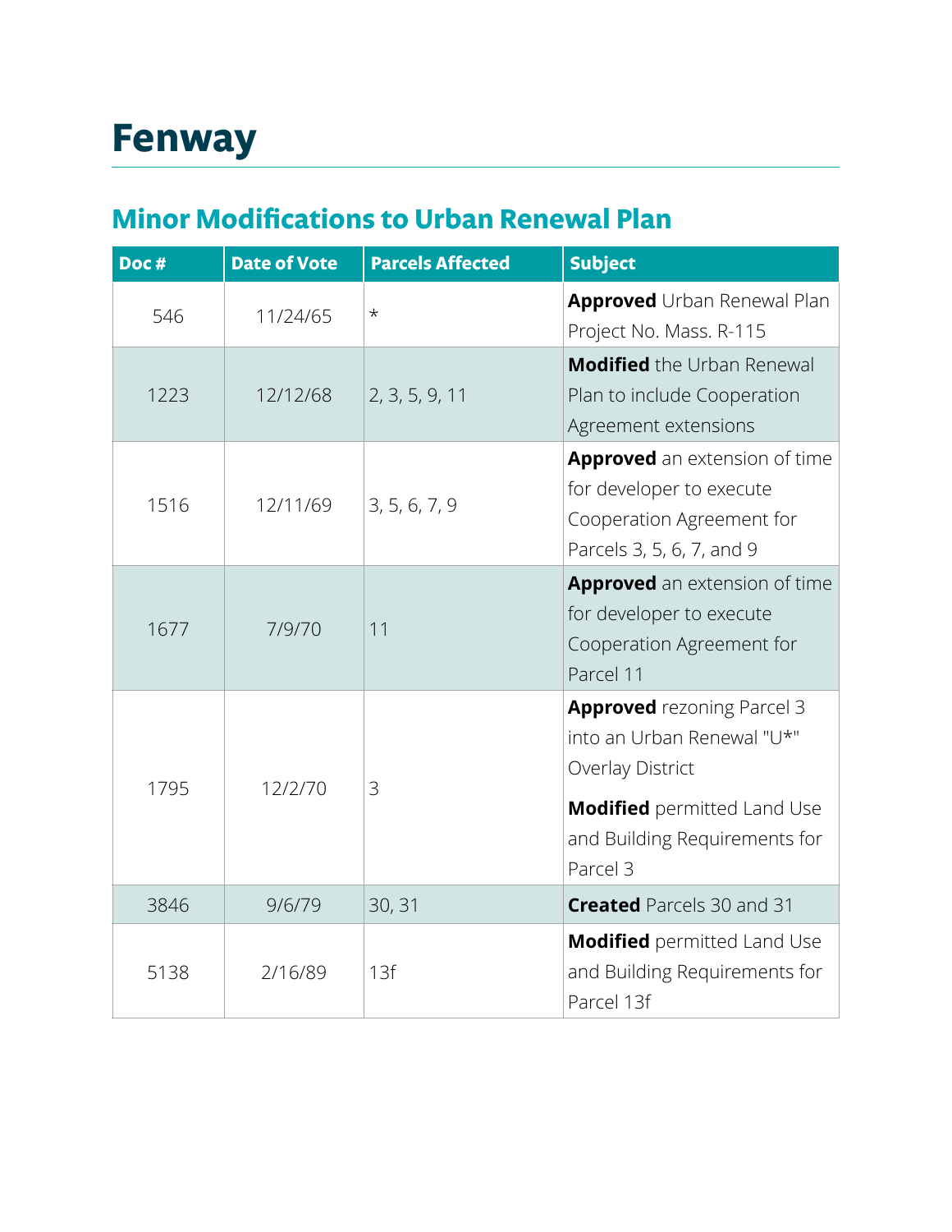# Fenway

## Minor Modifications to Urban Renewal Plan

| Doc # | Date of Vote | Parcels Affected | Subject |
|---|---|---|---|
| 546 | 11/24/65 | * | **Approved** Urban Renewal Plan Project No. Mass. R-115 |
| 1223 | 12/12/68 | 2, 3, 5, 9, 11 | **Modified** the Urban Renewal Plan to include Cooperation Agreement extensions |
| 1516 | 12/11/69 | 3, 5, 6, 7, 9 | **Approved** an extension of time for developer to execute Cooperation Agreement for Parcels 3, 5, 6, 7, and 9 |
| 1677 | 7/9/70 | 11 | **Approved** an extension of time for developer to execute Cooperation Agreement for Parcel 11 |
| 1795 | 12/2/70 | 3 | **Approved** rezoning Parcel 3 into an Urban Renewal "U*" Overlay District<br><br>**Modified** permitted Land Use and Building Requirements for Parcel 3 |
| 3846 | 9/6/79 | 30, 31 | **Created** Parcels 30 and 31 |
| 5138 | 2/16/89 | 13f | **Modified** permitted Land Use and Building Requirements for Parcel 13f |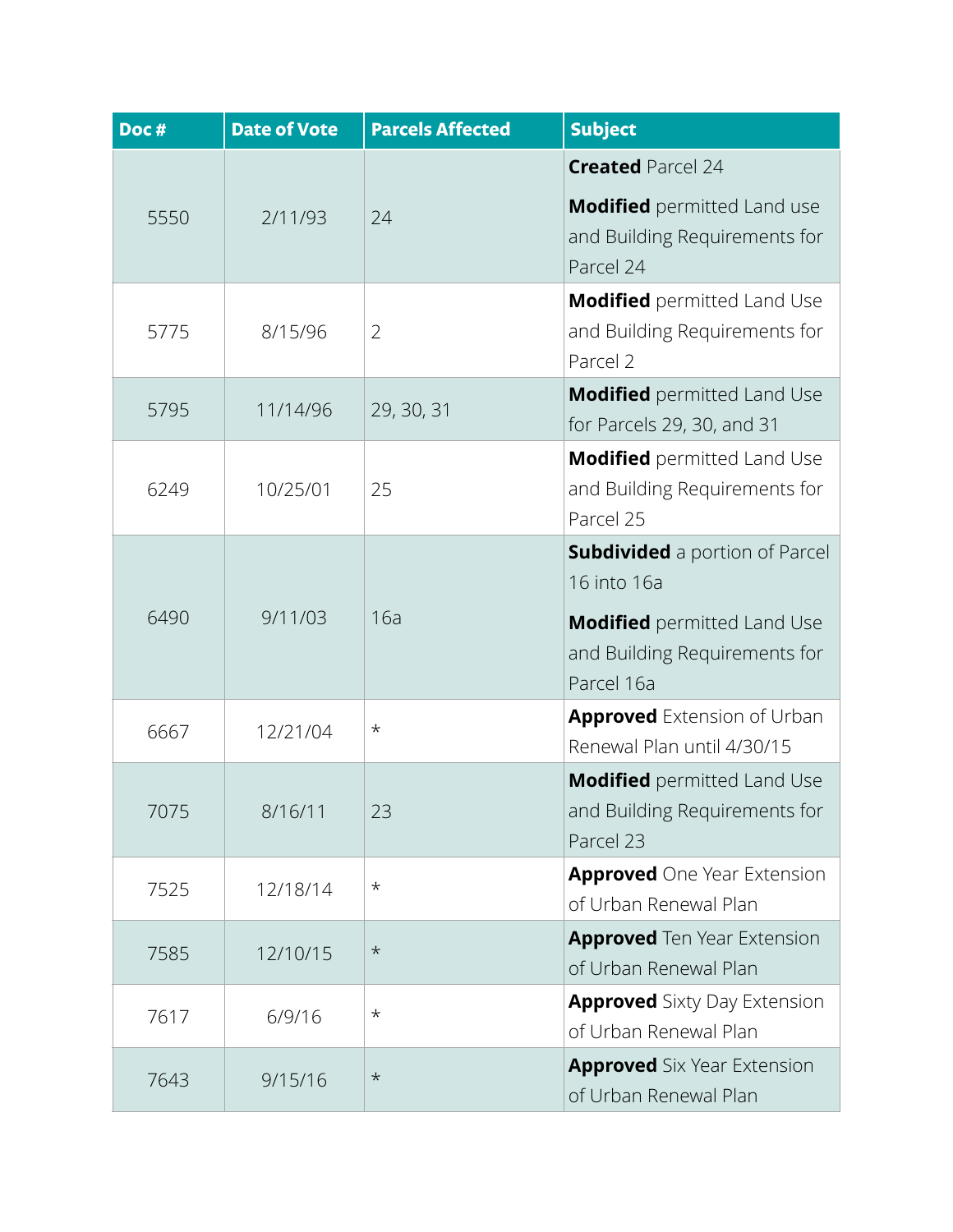| Doc # | Date of Vote | Parcels Affected | Subject |
|---|---|---|---|
| 5550 | 2/11/93 | 24 | **Created** Parcel 24<br><br>**Modified** permitted Land use and Building Requirements for Parcel 24 |
| 5775 | 8/15/96 | 2 | **Modified** permitted Land Use and Building Requirements for Parcel 2 |
| 5795 | 11/14/96 | 29, 30, 31 | **Modified** permitted Land Use for Parcels 29, 30, and 31 |
| 6249 | 10/25/01 | 25 | **Modified** permitted Land Use and Building Requirements for Parcel 25 |
| 6490 | 9/11/03 | 16a | **Subdivided** a portion of Parcel 16 into 16a<br><br>**Modified** permitted Land Use and Building Requirements for Parcel 16a |
| 6667 | 12/21/04 | * | **Approved** Extension of Urban Renewal Plan until 4/30/15 |
| 7075 | 8/16/11 | 23 | **Modified** permitted Land Use and Building Requirements for Parcel 23 |
| 7525 | 12/18/14 | * | **Approved** One Year Extension of Urban Renewal Plan |
| 7585 | 12/10/15 | * | **Approved** Ten Year Extension of Urban Renewal Plan |
| 7617 | 6/9/16 | * | **Approved** Sixty Day Extension of Urban Renewal Plan |
| 7643 | 9/15/16 | * | **Approved** Six Year Extension of Urban Renewal Plan |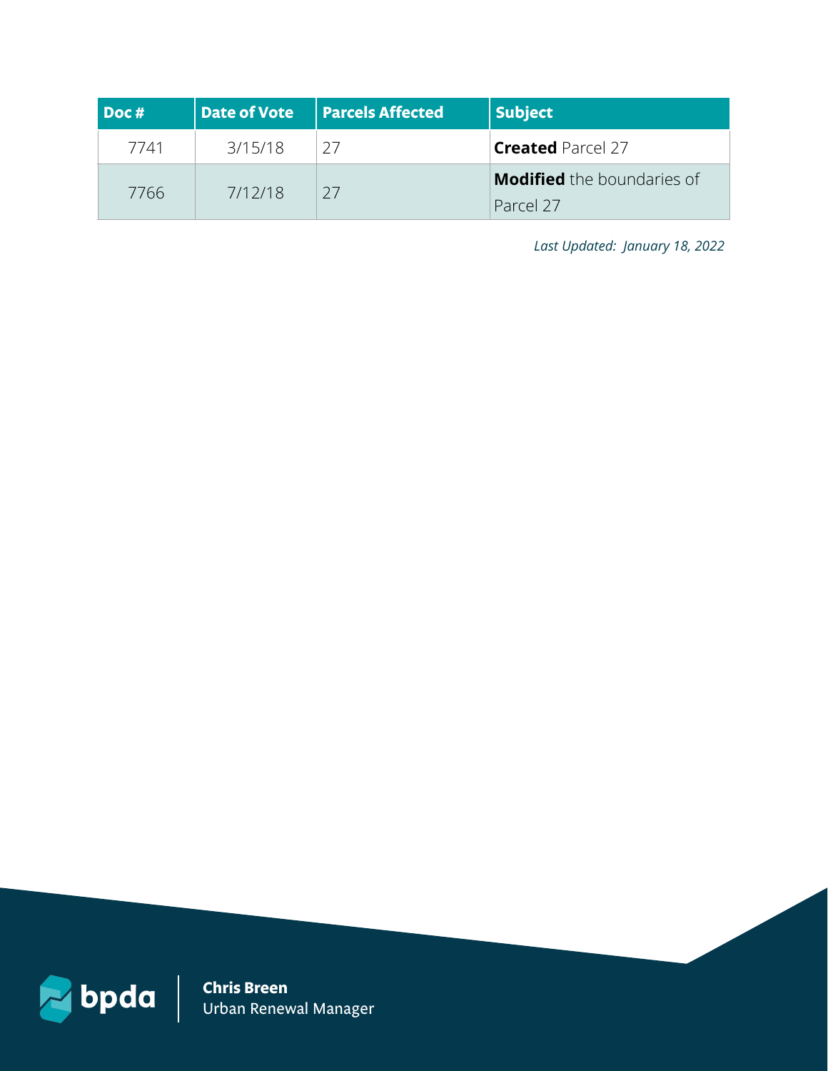| Doc # | Date of Vote | Parcels Affected | Subject |
|---|---|---|---|
| 7741 | 3/15/18 | 27 | **Created** Parcel 27 |
| 7766 | 7/12/18 | 27 | **Modified** the boundaries of Parcel 27 |

*Last Updated: January 18, 2022*

**Chris Breen**
Urban Renewal Manager